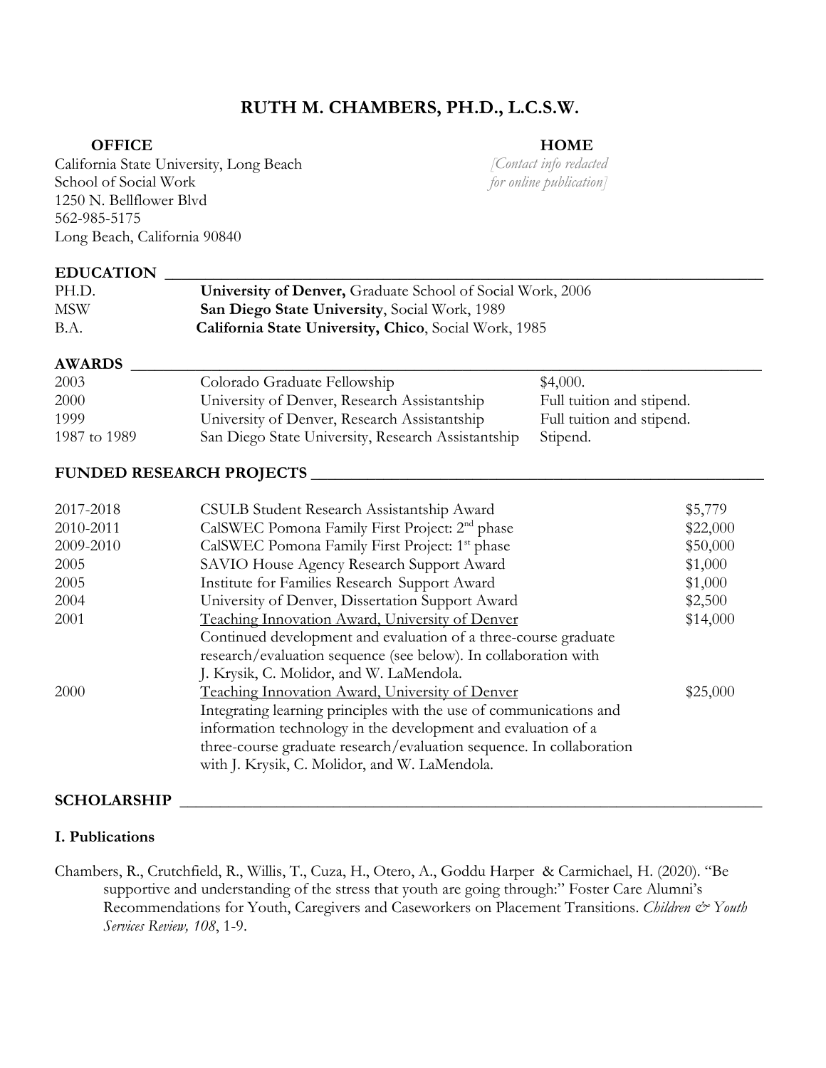# RUTH M. CHAMBERS, PH.D., L.C.S.W.

**OFFICE**

California State University, Long Beach
School of Social Work
1250 N. Bellflower Blvd
562-985-5175
Long Beach, California 90840

**HOME**

*[Contact info redacted for online publication]*

## EDUCATION

| | |
|---|---|
| PH.D. | **University of Denver,** Graduate School of Social Work, 2006 |
| MSW | **San Diego State University**, Social Work, 1989 |
| B.A. | **California State University, Chico**, Social Work, 1985 |

## AWARDS

| | | |
|---|---|---|
| 2003 | Colorado Graduate Fellowship | $4,000. |
| 2000 | University of Denver, Research Assistantship | Full tuition and stipend. |
| 1999 | University of Denver, Research Assistantship | Full tuition and stipend. |
| 1987 to 1989 | San Diego State University, Research Assistantship | Stipend. |

## FUNDED RESEARCH PROJECTS

| | | |
|---|---|---|
| 2017-2018 | CSULB Student Research Assistantship Award | $5,779 |
| 2010-2011 | CalSWEC Pomona Family First Project: 2nd phase | $22,000 |
| 2009-2010 | CalSWEC Pomona Family First Project: 1st phase | $50,000 |
| 2005 | SAVIO House Agency Research Support Award | $1,000 |
| 2005 | Institute for Families Research Support Award | $1,000 |
| 2004 | University of Denver, Dissertation Support Award | $2,500 |
| 2001 | Teaching Innovation Award, University of Denver<br>Continued development and evaluation of a three-course graduate research/evaluation sequence (see below). In collaboration with J. Krysik, C. Molidor, and W. LaMendola. | $14,000 |
| 2000 | Teaching Innovation Award, University of Denver<br>Integrating learning principles with the use of communications and information technology in the development and evaluation of a three-course graduate research/evaluation sequence. In collaboration with J. Krysik, C. Molidor, and W. LaMendola. | $25,000 |

## SCHOLARSHIP

### I. Publications

Chambers, R., Crutchfield, R., Willis, T., Cuza, H., Otero, A., Goddu Harper & Carmichael, H. (2020). "Be supportive and understanding of the stress that youth are going through:" Foster Care Alumni's Recommendations for Youth, Caregivers and Caseworkers on Placement Transitions. *Children & Youth Services Review, 108*, 1-9.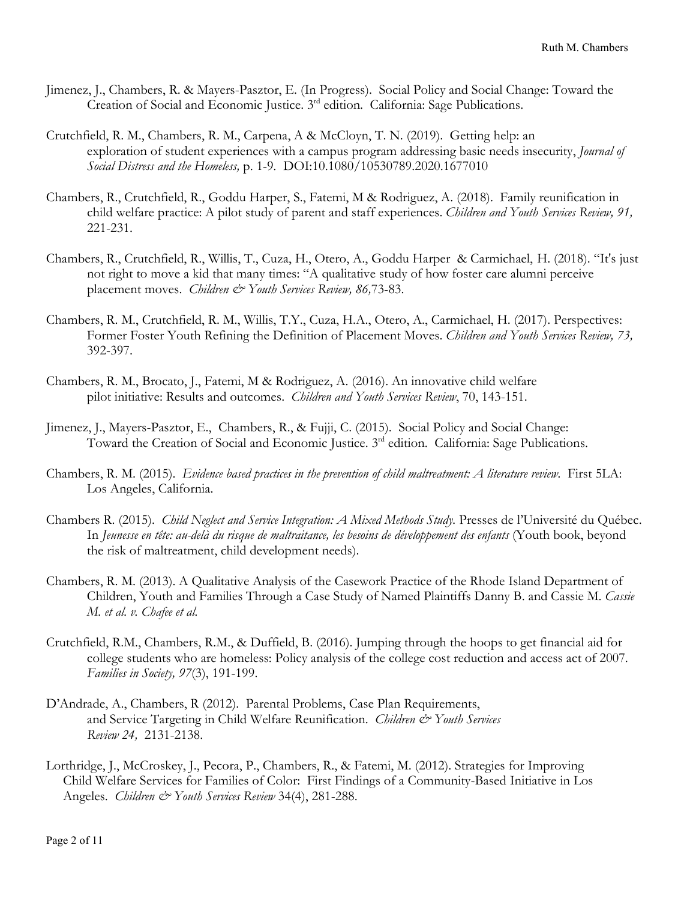Jimenez, J., Chambers, R. & Mayers-Pasztor, E. (In Progress). Social Policy and Social Change: Toward the Creation of Social and Economic Justice. 3rd edition. California: Sage Publications.

Crutchfield, R. M., Chambers, R. M., Carpena, A & McCloyn, T. N. (2019). Getting help: an exploration of student experiences with a campus program addressing basic needs insecurity, *Journal of Social Distress and the Homeless,* p. 1-9. DOI:10.1080/10530789.2020.1677010

Chambers, R., Crutchfield, R., Goddu Harper, S., Fatemi, M & Rodriguez, A. (2018). Family reunification in child welfare practice: A pilot study of parent and staff experiences. *Children and Youth Services Review, 91,* 221-231.

Chambers, R., Crutchfield, R., Willis, T., Cuza, H., Otero, A., Goddu Harper & Carmichael, H. (2018). "It's just not right to move a kid that many times: "A qualitative study of how foster care alumni perceive placement moves. *Children & Youth Services Review, 86,*73-83.

Chambers, R. M., Crutchfield, R. M., Willis, T.Y., Cuza, H.A., Otero, A., Carmichael, H. (2017). Perspectives: Former Foster Youth Refining the Definition of Placement Moves. *Children and Youth Services Review, 73,* 392-397.

Chambers, R. M., Brocato, J., Fatemi, M & Rodriguez, A. (2016). An innovative child welfare pilot initiative: Results and outcomes. *Children and Youth Services Review*, 70, 143-151.

Jimenez, J., Mayers-Pasztor, E., Chambers, R., & Fujji, C. (2015). Social Policy and Social Change: Toward the Creation of Social and Economic Justice. 3rd edition. California: Sage Publications.

Chambers, R. M. (2015). *Evidence based practices in the prevention of child maltreatment: A literature review*. First 5LA: Los Angeles, California.

Chambers R. (2015). *Child Neglect and Service Integration: A Mixed Methods Study.* Presses de l'Université du Québec. In *Jeunesse en tête: au-delà du risque de maltraitance, les besoins de développement des enfants* (Youth book, beyond the risk of maltreatment, child development needs).

Chambers, R. M. (2013). A Qualitative Analysis of the Casework Practice of the Rhode Island Department of Children, Youth and Families Through a Case Study of Named Plaintiffs Danny B. and Cassie M. *Cassie M. et al. v. Chafee et al.*

Crutchfield, R.M., Chambers, R.M., & Duffield, B. (2016). Jumping through the hoops to get financial aid for college students who are homeless: Policy analysis of the college cost reduction and access act of 2007. *Families in Society, 97*(3), 191-199.

D'Andrade, A., Chambers, R (2012). Parental Problems, Case Plan Requirements, and Service Targeting in Child Welfare Reunification. *Children & Youth Services Review 24,* 2131-2138.

Lorthridge, J., McCroskey, J., Pecora, P., Chambers, R., & Fatemi, M. (2012). Strategies for Improving Child Welfare Services for Families of Color: First Findings of a Community-Based Initiative in Los Angeles. *Children & Youth Services Review* 34(4), 281-288.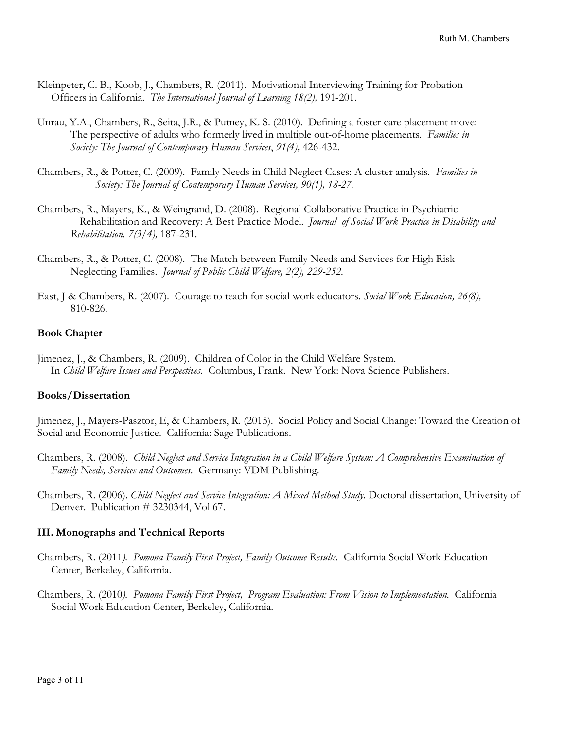Kleinpeter, C. B., Koob, J., Chambers, R. (2011). Motivational Interviewing Training for Probation Officers in California. *The International Journal of Learning 18(2),* 191-201.

Unrau, Y.A., Chambers, R., Seita, J.R., & Putney, K. S. (2010). Defining a foster care placement move: The perspective of adults who formerly lived in multiple out-of-home placements. *Families in Society: The Journal of Contemporary Human Services*, *91(4),* 426-432.

Chambers, R., & Potter, C. (2009). Family Needs in Child Neglect Cases: A cluster analysis. *Families in Society: The Journal of Contemporary Human Services, 90(1), 18-27.*

Chambers, R., Mayers, K., & Weingrand, D. (2008). Regional Collaborative Practice in Psychiatric Rehabilitation and Recovery: A Best Practice Model. *Journal of Social Work Practice in Disability and Rehabilitation. 7(3/4),* 187-231.

Chambers, R., & Potter, C. (2008). The Match between Family Needs and Services for High Risk Neglecting Families. *Journal of Public Child Welfare, 2(2), 229-252.*

East, J & Chambers, R. (2007). Courage to teach for social work educators. *Social Work Education, 26(8),* 810-826.

**Book Chapter**

Jimenez, J., & Chambers, R. (2009). Children of Color in the Child Welfare System. In *Child Welfare Issues and Perspectives.* Columbus, Frank. New York: Nova Science Publishers.

**Books/Dissertation**

Jimenez, J., Mayers-Pasztor, E, & Chambers, R. (2015). Social Policy and Social Change: Toward the Creation of Social and Economic Justice. California: Sage Publications.

Chambers, R. (2008). *Child Neglect and Service Integration in a Child Welfare System: A Comprehensive Examination of Family Needs, Services and Outcomes.* Germany: VDM Publishing.

Chambers, R. (2006). *Child Neglect and Service Integration: A Mixed Method Study.* Doctoral dissertation, University of Denver. Publication # 3230344, Vol 67.

**III. Monographs and Technical Reports**

Chambers, R. (2011*). Pomona Family First Project, Family Outcome Results.* California Social Work Education Center, Berkeley, California.

Chambers, R. (2010*). Pomona Family First Project, Program Evaluation: From Vision to Implementation.* California Social Work Education Center, Berkeley, California.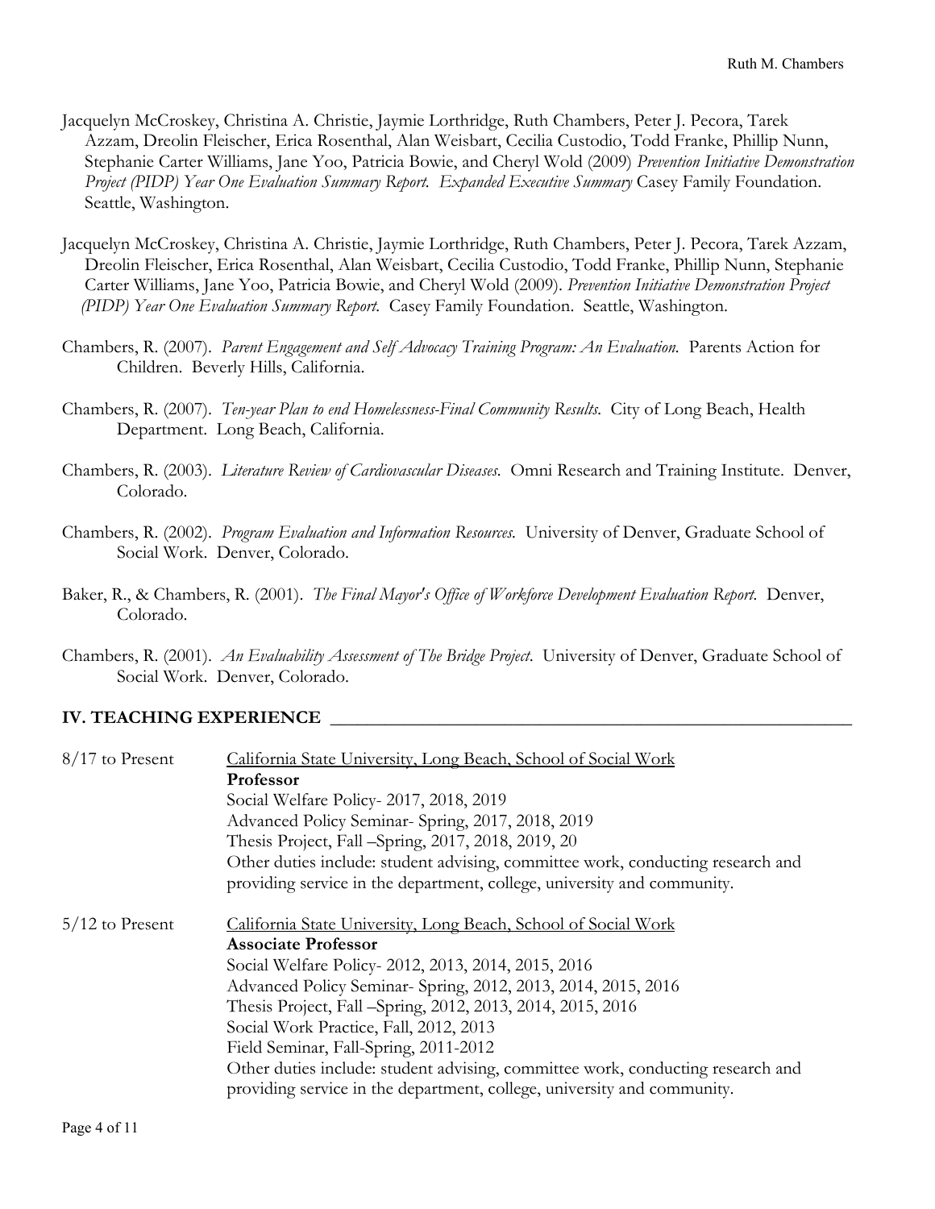Jacquelyn McCroskey, Christina A. Christie, Jaymie Lorthridge, Ruth Chambers, Peter J. Pecora, Tarek Azzam, Dreolin Fleischer, Erica Rosenthal, Alan Weisbart, Cecilia Custodio, Todd Franke, Phillip Nunn, Stephanie Carter Williams, Jane Yoo, Patricia Bowie, and Cheryl Wold (2009) *Prevention Initiative Demonstration Project (PIDP) Year One Evaluation Summary Report. Expanded Executive Summary* Casey Family Foundation. Seattle, Washington.

Jacquelyn McCroskey, Christina A. Christie, Jaymie Lorthridge, Ruth Chambers, Peter J. Pecora, Tarek Azzam, Dreolin Fleischer, Erica Rosenthal, Alan Weisbart, Cecilia Custodio, Todd Franke, Phillip Nunn, Stephanie Carter Williams, Jane Yoo, Patricia Bowie, and Cheryl Wold (2009). *Prevention Initiative Demonstration Project (PIDP) Year One Evaluation Summary Report.* Casey Family Foundation. Seattle, Washington.

Chambers, R. (2007). *Parent Engagement and Self Advocacy Training Program: An Evaluation.* Parents Action for Children. Beverly Hills, California.

Chambers, R. (2007). *Ten-year Plan to end Homelessness-Final Community Results.* City of Long Beach, Health Department. Long Beach, California.

Chambers, R. (2003). *Literature Review of Cardiovascular Diseases.* Omni Research and Training Institute. Denver, Colorado.

Chambers, R. (2002). *Program Evaluation and Information Resources.* University of Denver, Graduate School of Social Work. Denver, Colorado.

Baker, R., & Chambers, R. (2001). *The Final Mayor's Office of Workforce Development Evaluation Report.* Denver, Colorado.

Chambers, R. (2001). *An Evaluability Assessment of The Bridge Project.* University of Denver, Graduate School of Social Work. Denver, Colorado.

## IV. TEACHING EXPERIENCE

8/17 to Present — California State University, Long Beach, School of Social Work
**Professor**
Social Welfare Policy- 2017, 2018, 2019
Advanced Policy Seminar- Spring, 2017, 2018, 2019
Thesis Project, Fall –Spring, 2017, 2018, 2019, 20
Other duties include: student advising, committee work, conducting research and providing service in the department, college, university and community.

5/12 to Present — California State University, Long Beach, School of Social Work
**Associate Professor**
Social Welfare Policy- 2012, 2013, 2014, 2015, 2016
Advanced Policy Seminar- Spring, 2012, 2013, 2014, 2015, 2016
Thesis Project, Fall –Spring, 2012, 2013, 2014, 2015, 2016
Social Work Practice, Fall, 2012, 2013
Field Seminar, Fall-Spring, 2011-2012
Other duties include: student advising, committee work, conducting research and providing service in the department, college, university and community.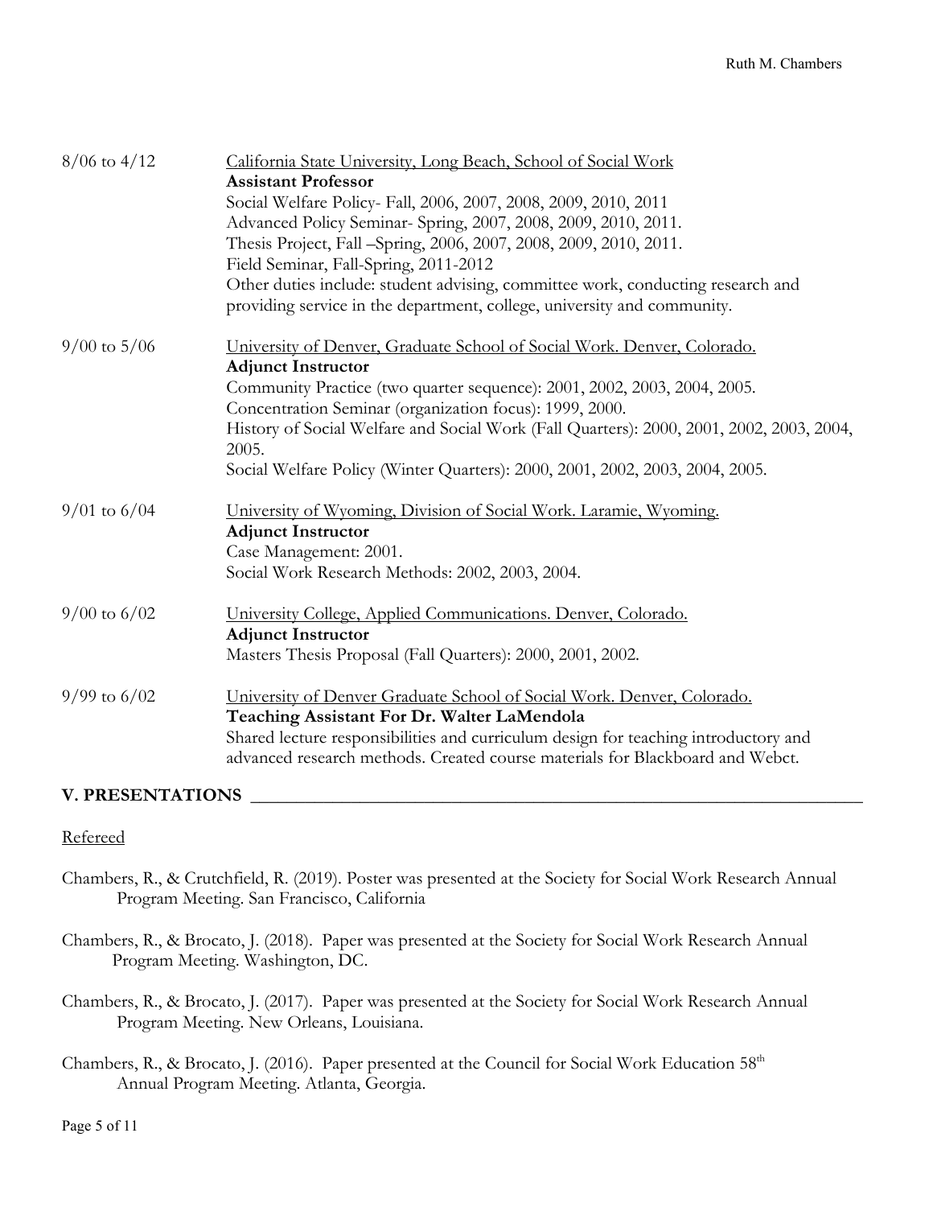8/06 to 4/12 — California State University, Long Beach, School of Social Work
**Assistant Professor**
Social Welfare Policy- Fall, 2006, 2007, 2008, 2009, 2010, 2011
Advanced Policy Seminar- Spring, 2007, 2008, 2009, 2010, 2011.
Thesis Project, Fall –Spring, 2006, 2007, 2008, 2009, 2010, 2011.
Field Seminar, Fall-Spring, 2011-2012
Other duties include: student advising, committee work, conducting research and providing service in the department, college, university and community.

9/00 to 5/06 — University of Denver, Graduate School of Social Work. Denver, Colorado.
**Adjunct Instructor**
Community Practice (two quarter sequence): 2001, 2002, 2003, 2004, 2005.
Concentration Seminar (organization focus): 1999, 2000.
History of Social Welfare and Social Work (Fall Quarters): 2000, 2001, 2002, 2003, 2004, 2005.
Social Welfare Policy (Winter Quarters): 2000, 2001, 2002, 2003, 2004, 2005.

9/01 to 6/04 — University of Wyoming, Division of Social Work. Laramie, Wyoming.
**Adjunct Instructor**
Case Management: 2001.
Social Work Research Methods: 2002, 2003, 2004.

9/00 to 6/02 — University College, Applied Communications. Denver, Colorado.
**Adjunct Instructor**
Masters Thesis Proposal (Fall Quarters): 2000, 2001, 2002.

9/99 to 6/02 — University of Denver Graduate School of Social Work. Denver, Colorado.
**Teaching Assistant For Dr. Walter LaMendola**
Shared lecture responsibilities and curriculum design for teaching introductory and advanced research methods. Created course materials for Blackboard and Webct.

## V. PRESENTATIONS

Refereed

Chambers, R., & Crutchfield, R. (2019). Poster was presented at the Society for Social Work Research Annual Program Meeting. San Francisco, California

Chambers, R., & Brocato, J. (2018). Paper was presented at the Society for Social Work Research Annual Program Meeting. Washington, DC.

Chambers, R., & Brocato, J. (2017). Paper was presented at the Society for Social Work Research Annual Program Meeting. New Orleans, Louisiana.

Chambers, R., & Brocato, J. (2016). Paper presented at the Council for Social Work Education 58th Annual Program Meeting. Atlanta, Georgia.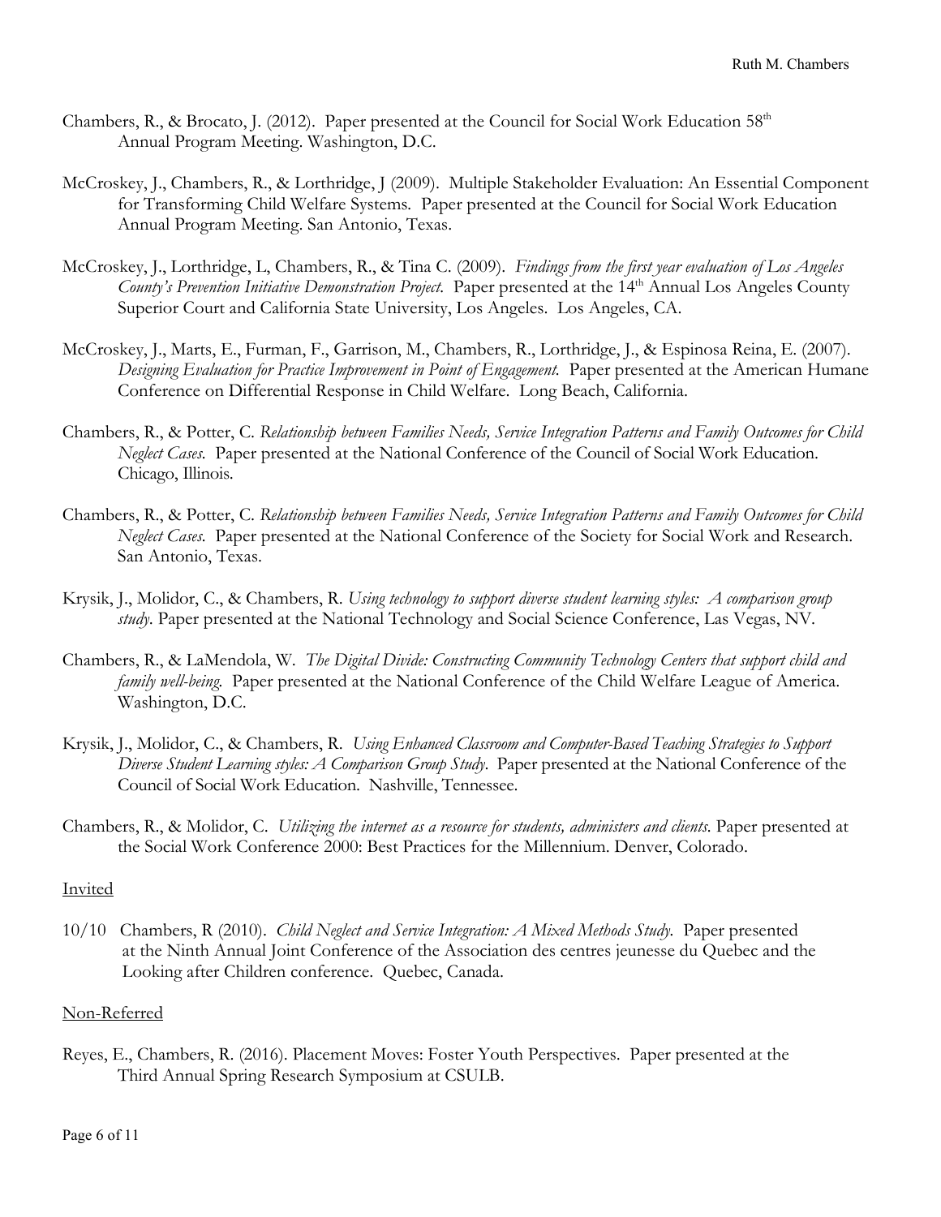Chambers, R., & Brocato, J. (2012). Paper presented at the Council for Social Work Education 58th Annual Program Meeting. Washington, D.C.

McCroskey, J., Chambers, R., & Lorthridge, J (2009). Multiple Stakeholder Evaluation: An Essential Component for Transforming Child Welfare Systems. Paper presented at the Council for Social Work Education Annual Program Meeting. San Antonio, Texas.

McCroskey, J., Lorthridge, L, Chambers, R., & Tina C. (2009). *Findings from the first year evaluation of Los Angeles County's Prevention Initiative Demonstration Project.* Paper presented at the 14th Annual Los Angeles County Superior Court and California State University, Los Angeles. Los Angeles, CA.

McCroskey, J., Marts, E., Furman, F., Garrison, M., Chambers, R., Lorthridge, J., & Espinosa Reina, E. (2007). *Designing Evaluation for Practice Improvement in Point of Engagement.* Paper presented at the American Humane Conference on Differential Response in Child Welfare. Long Beach, California.

Chambers, R., & Potter, C. *Relationship between Families Needs, Service Integration Patterns and Family Outcomes for Child Neglect Cases.* Paper presented at the National Conference of the Council of Social Work Education. Chicago, Illinois.

Chambers, R., & Potter, C. *Relationship between Families Needs, Service Integration Patterns and Family Outcomes for Child Neglect Cases.* Paper presented at the National Conference of the Society for Social Work and Research. San Antonio, Texas.

Krysik, J., Molidor, C., & Chambers, R. *Using technology to support diverse student learning styles: A comparison group study.* Paper presented at the National Technology and Social Science Conference, Las Vegas, NV.

Chambers, R., & LaMendola, W. *The Digital Divide: Constructing Community Technology Centers that support child and family well-being.* Paper presented at the National Conference of the Child Welfare League of America. Washington, D.C.

Krysik, J., Molidor, C., & Chambers, R. *Using Enhanced Classroom and Computer-Based Teaching Strategies to Support Diverse Student Learning styles: A Comparison Group Study.* Paper presented at the National Conference of the Council of Social Work Education. Nashville, Tennessee.

Chambers, R., & Molidor, C. *Utilizing the internet as a resource for students, administers and clients.* Paper presented at the Social Work Conference 2000: Best Practices for the Millennium. Denver, Colorado.

Invited

10/10 Chambers, R (2010). *Child Neglect and Service Integration: A Mixed Methods Study.* Paper presented at the Ninth Annual Joint Conference of the Association des centres jeunesse du Quebec and the Looking after Children conference. Quebec, Canada.

Non-Referred

Reyes, E., Chambers, R. (2016). Placement Moves: Foster Youth Perspectives. Paper presented at the Third Annual Spring Research Symposium at CSULB.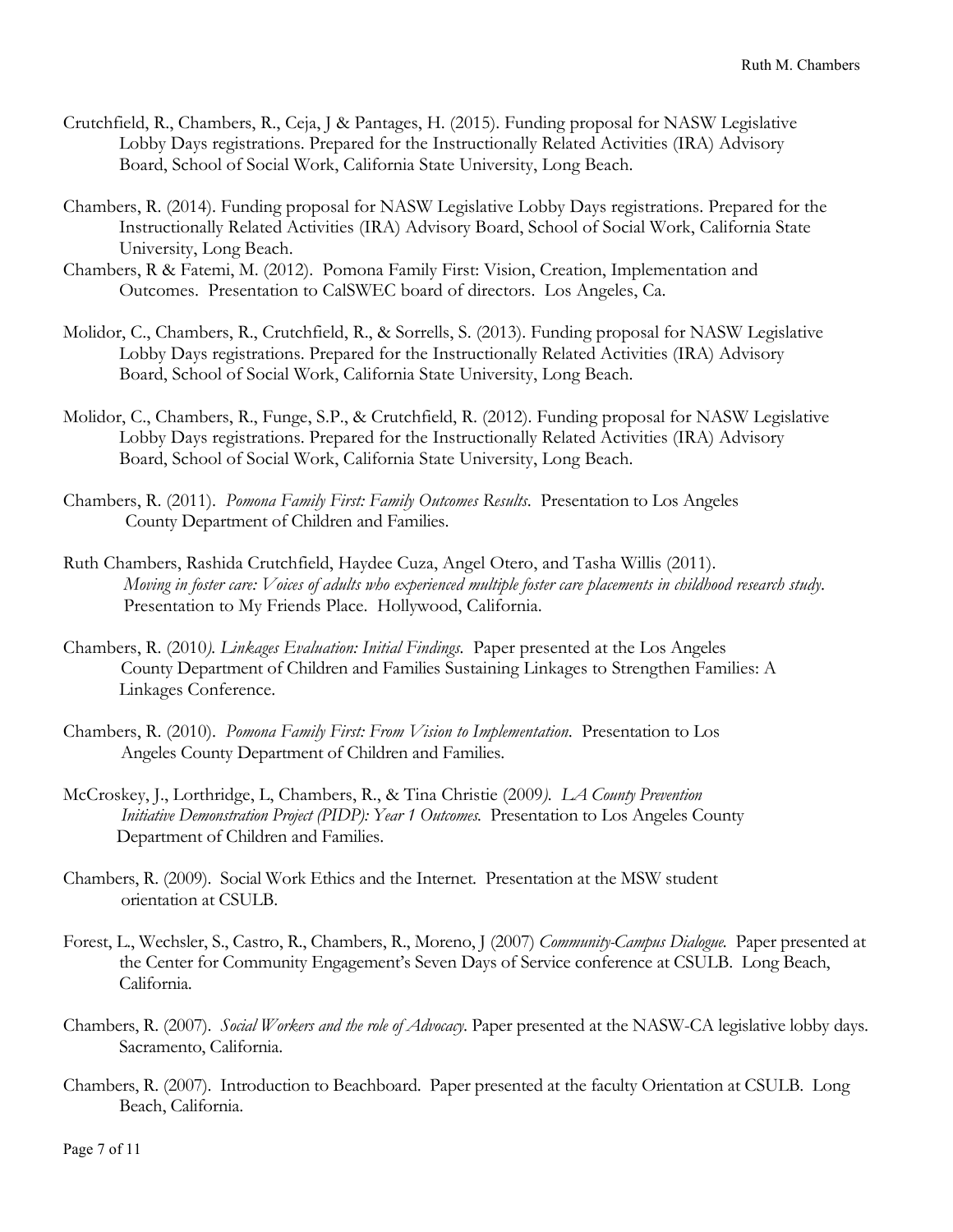Crutchfield, R., Chambers, R., Ceja, J & Pantages, H. (2015). Funding proposal for NASW Legislative Lobby Days registrations. Prepared for the Instructionally Related Activities (IRA) Advisory Board, School of Social Work, California State University, Long Beach.

Chambers, R. (2014). Funding proposal for NASW Legislative Lobby Days registrations. Prepared for the Instructionally Related Activities (IRA) Advisory Board, School of Social Work, California State University, Long Beach.

Chambers, R & Fatemi, M. (2012). Pomona Family First: Vision, Creation, Implementation and Outcomes. Presentation to CalSWEC board of directors. Los Angeles, Ca.

Molidor, C., Chambers, R., Crutchfield, R., & Sorrells, S. (2013). Funding proposal for NASW Legislative Lobby Days registrations. Prepared for the Instructionally Related Activities (IRA) Advisory Board, School of Social Work, California State University, Long Beach.

Molidor, C., Chambers, R., Funge, S.P., & Crutchfield, R. (2012). Funding proposal for NASW Legislative Lobby Days registrations. Prepared for the Instructionally Related Activities (IRA) Advisory Board, School of Social Work, California State University, Long Beach.

Chambers, R. (2011). *Pomona Family First: Family Outcomes Results*. Presentation to Los Angeles County Department of Children and Families.

Ruth Chambers, Rashida Crutchfield, Haydee Cuza, Angel Otero, and Tasha Willis (2011). *Moving in foster care: Voices of adults who experienced multiple foster care placements in childhood research study*. Presentation to My Friends Place. Hollywood, California.

Chambers, R. (2010*). Linkages Evaluation: Initial Findings.* Paper presented at the Los Angeles County Department of Children and Families Sustaining Linkages to Strengthen Families: A Linkages Conference.

Chambers, R. (2010). *Pomona Family First: From Vision to Implementation*. Presentation to Los Angeles County Department of Children and Families.

McCroskey, J., Lorthridge, L, Chambers, R., & Tina Christie (2009*). LA County Prevention Initiative Demonstration Project (PIDP): Year 1 Outcomes.* Presentation to Los Angeles County Department of Children and Families.

Chambers, R. (2009). Social Work Ethics and the Internet. Presentation at the MSW student orientation at CSULB.

Forest, L., Wechsler, S., Castro, R., Chambers, R., Moreno, J (2007) *Community-Campus Dialogue.* Paper presented at the Center for Community Engagement's Seven Days of Service conference at CSULB. Long Beach, California.

Chambers, R. (2007). *Social Workers and the role of Advocacy*. Paper presented at the NASW-CA legislative lobby days. Sacramento, California.

Chambers, R. (2007). Introduction to Beachboard. Paper presented at the faculty Orientation at CSULB. Long Beach, California.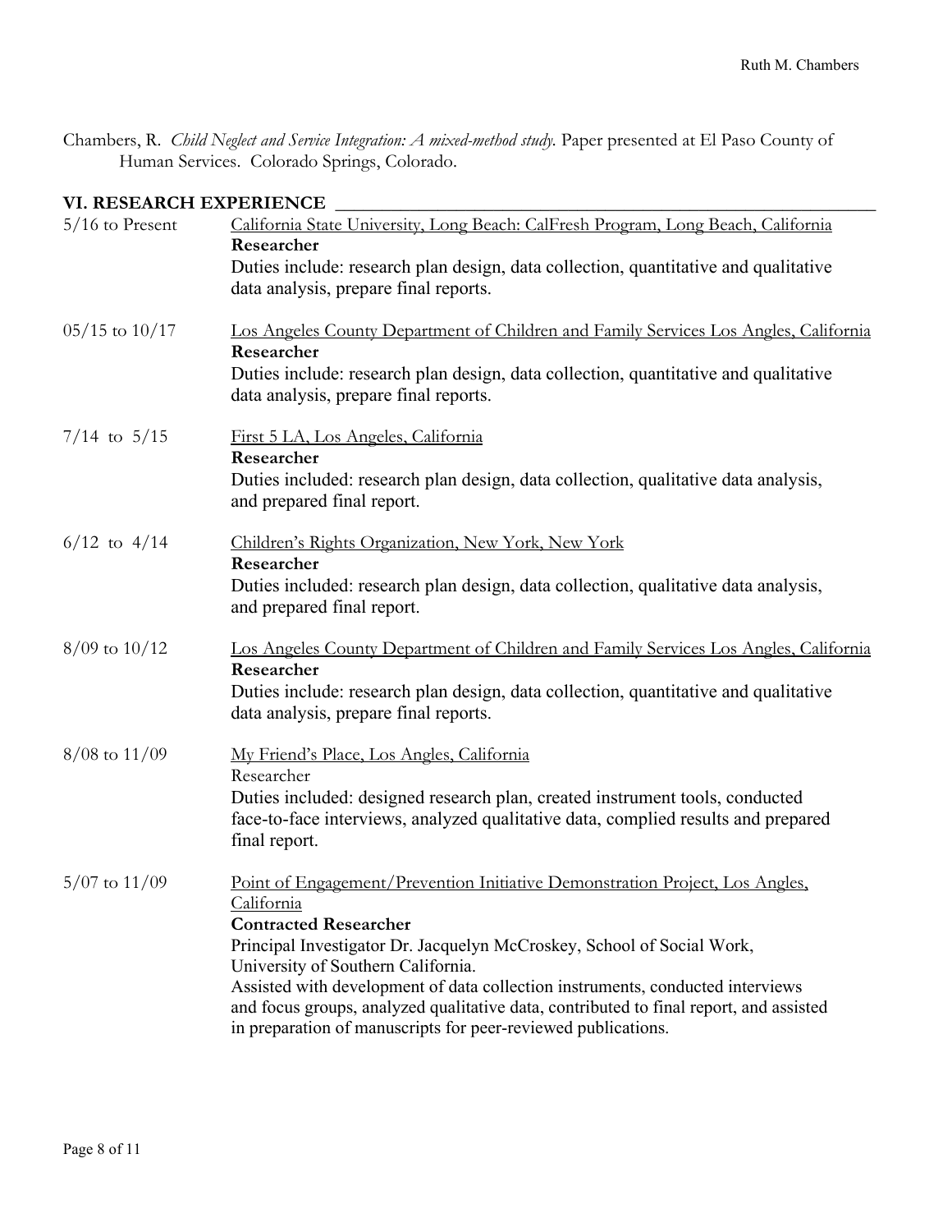Chambers, R. *Child Neglect and Service Integration: A mixed-method study.* Paper presented at El Paso County of Human Services. Colorado Springs, Colorado.

## VI. RESEARCH EXPERIENCE

5/16 to Present
California State University, Long Beach: CalFresh Program, Long Beach, California
**Researcher**
Duties include: research plan design, data collection, quantitative and qualitative data analysis, prepare final reports.

05/15 to 10/17
Los Angeles County Department of Children and Family Services Los Angles, California
**Researcher**
Duties include: research plan design, data collection, quantitative and qualitative data analysis, prepare final reports.

7/14 to 5/15
First 5 LA, Los Angeles, California
**Researcher**
Duties included: research plan design, data collection, qualitative data analysis, and prepared final report.

6/12 to 4/14
Children's Rights Organization, New York, New York
**Researcher**
Duties included: research plan design, data collection, qualitative data analysis, and prepared final report.

8/09 to 10/12
Los Angeles County Department of Children and Family Services Los Angles, California
**Researcher**
Duties include: research plan design, data collection, quantitative and qualitative data analysis, prepare final reports.

8/08 to 11/09
My Friend's Place, Los Angles, California
Researcher
Duties included: designed research plan, created instrument tools, conducted face-to-face interviews, analyzed qualitative data, complied results and prepared final report.

5/07 to 11/09
Point of Engagement/Prevention Initiative Demonstration Project, Los Angles, California
**Contracted Researcher**
Principal Investigator Dr. Jacquelyn McCroskey, School of Social Work, University of Southern California.
Assisted with development of data collection instruments, conducted interviews and focus groups, analyzed qualitative data, contributed to final report, and assisted in preparation of manuscripts for peer-reviewed publications.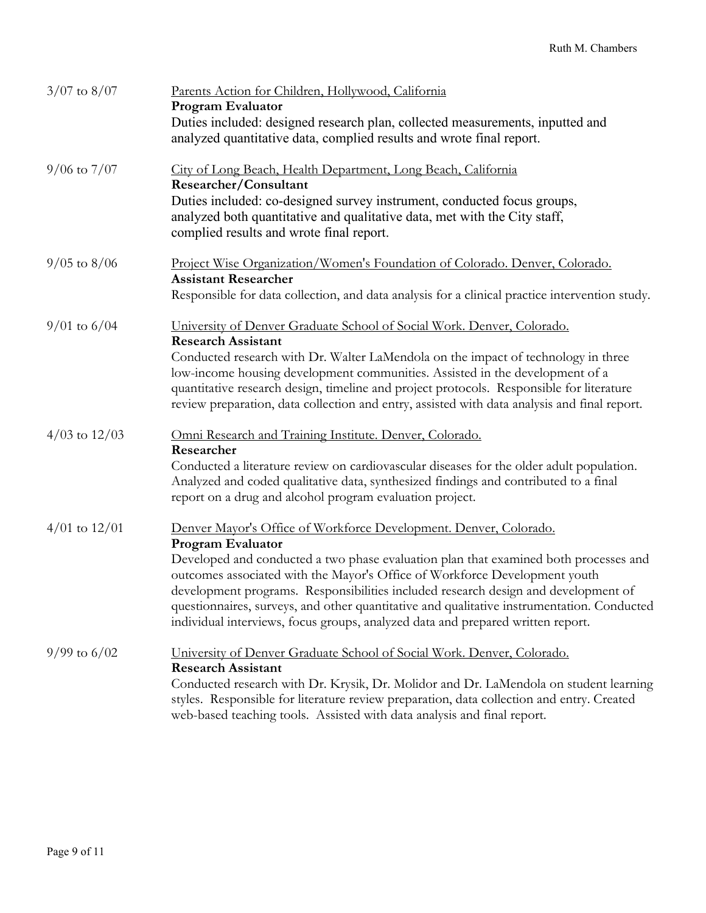3/07 to 8/07 — <u>Parents Action for Children, Hollywood, California</u>
**Program Evaluator**
Duties included: designed research plan, collected measurements, inputted and analyzed quantitative data, complied results and wrote final report.

9/06 to 7/07 — <u>City of Long Beach, Health Department, Long Beach, California</u>
**Researcher/Consultant**
Duties included: co-designed survey instrument, conducted focus groups, analyzed both quantitative and qualitative data, met with the City staff, complied results and wrote final report.

9/05 to 8/06 — <u>Project Wise Organization/Women's Foundation of Colorado. Denver, Colorado.</u>
**Assistant Researcher**
Responsible for data collection, and data analysis for a clinical practice intervention study.

9/01 to 6/04 — <u>University of Denver Graduate School of Social Work. Denver, Colorado.</u>
**Research Assistant**
Conducted research with Dr. Walter LaMendola on the impact of technology in three low-income housing development communities. Assisted in the development of a quantitative research design, timeline and project protocols. Responsible for literature review preparation, data collection and entry, assisted with data analysis and final report.

4/03 to 12/03 — <u>Omni Research and Training Institute. Denver, Colorado.</u>
**Researcher**
Conducted a literature review on cardiovascular diseases for the older adult population. Analyzed and coded qualitative data, synthesized findings and contributed to a final report on a drug and alcohol program evaluation project.

4/01 to 12/01 — <u>Denver Mayor's Office of Workforce Development. Denver, Colorado.</u>
**Program Evaluator**
Developed and conducted a two phase evaluation plan that examined both processes and outcomes associated with the Mayor's Office of Workforce Development youth development programs. Responsibilities included research design and development of questionnaires, surveys, and other quantitative and qualitative instrumentation. Conducted individual interviews, focus groups, analyzed data and prepared written report.

9/99 to 6/02 — <u>University of Denver Graduate School of Social Work. Denver, Colorado.</u>
**Research Assistant**
Conducted research with Dr. Krysik, Dr. Molidor and Dr. LaMendola on student learning styles. Responsible for literature review preparation, data collection and entry. Created web-based teaching tools. Assisted with data analysis and final report.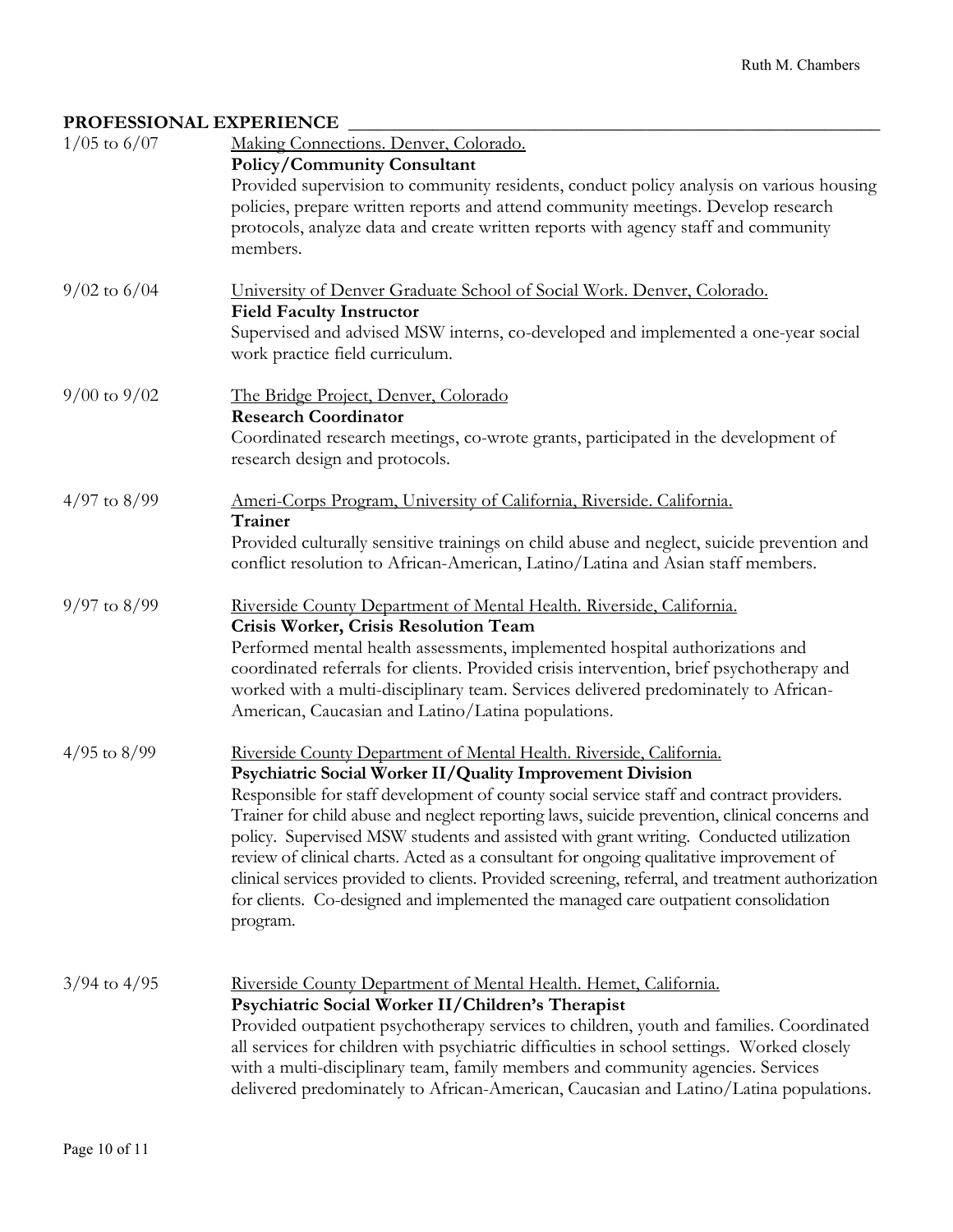## PROFESSIONAL EXPERIENCE

**1/05 to 6/07**
Making Connections. Denver, Colorado.
**Policy/Community Consultant**
Provided supervision to community residents, conduct policy analysis on various housing policies, prepare written reports and attend community meetings. Develop research protocols, analyze data and create written reports with agency staff and community members.

**9/02 to 6/04**
University of Denver Graduate School of Social Work. Denver, Colorado.
**Field Faculty Instructor**
Supervised and advised MSW interns, co-developed and implemented a one-year social work practice field curriculum.

**9/00 to 9/02**
The Bridge Project, Denver, Colorado
**Research Coordinator**
Coordinated research meetings, co-wrote grants, participated in the development of research design and protocols.

**4/97 to 8/99**
Ameri-Corps Program, University of California, Riverside. California.
**Trainer**
Provided culturally sensitive trainings on child abuse and neglect, suicide prevention and conflict resolution to African-American, Latino/Latina and Asian staff members.

**9/97 to 8/99**
Riverside County Department of Mental Health. Riverside, California.
**Crisis Worker, Crisis Resolution Team**
Performed mental health assessments, implemented hospital authorizations and coordinated referrals for clients. Provided crisis intervention, brief psychotherapy and worked with a multi-disciplinary team. Services delivered predominately to African-American, Caucasian and Latino/Latina populations.

**4/95 to 8/99**
Riverside County Department of Mental Health. Riverside, California.
**Psychiatric Social Worker II/Quality Improvement Division**
Responsible for staff development of county social service staff and contract providers. Trainer for child abuse and neglect reporting laws, suicide prevention, clinical concerns and policy. Supervised MSW students and assisted with grant writing. Conducted utilization review of clinical charts. Acted as a consultant for ongoing qualitative improvement of clinical services provided to clients. Provided screening, referral, and treatment authorization for clients. Co-designed and implemented the managed care outpatient consolidation program.

**3/94 to 4/95**
Riverside County Department of Mental Health. Hemet, California.
**Psychiatric Social Worker II/Children's Therapist**
Provided outpatient psychotherapy services to children, youth and families. Coordinated all services for children with psychiatric difficulties in school settings. Worked closely with a multi-disciplinary team, family members and community agencies. Services delivered predominately to African-American, Caucasian and Latino/Latina populations.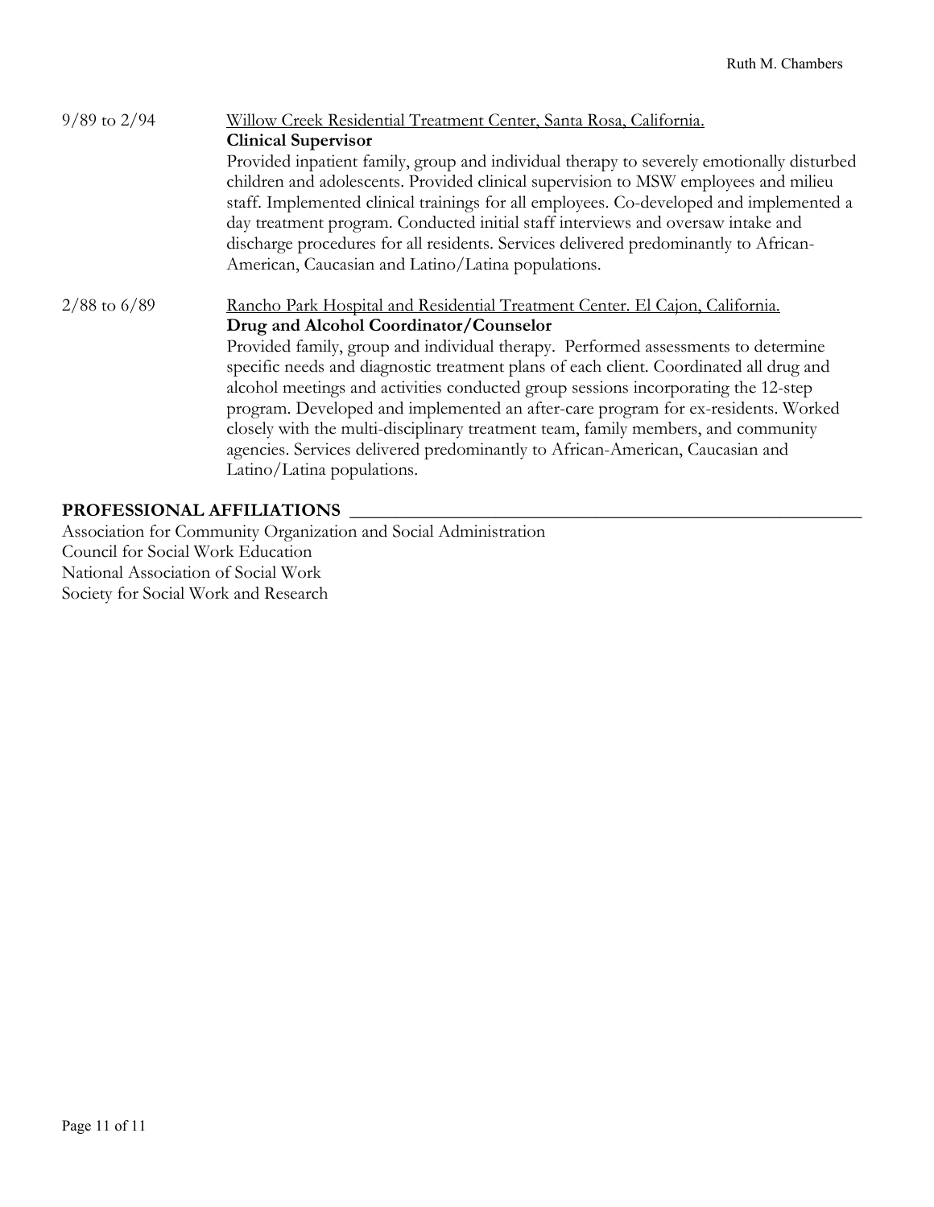9/89 to 2/94 — <u>Willow Creek Residential Treatment Center, Santa Rosa, California.</u>

**Clinical Supervisor**

Provided inpatient family, group and individual therapy to severely emotionally disturbed children and adolescents. Provided clinical supervision to MSW employees and milieu staff. Implemented clinical trainings for all employees. Co-developed and implemented a day treatment program. Conducted initial staff interviews and oversaw intake and discharge procedures for all residents. Services delivered predominantly to African-American, Caucasian and Latino/Latina populations.

2/88 to 6/89 — <u>Rancho Park Hospital and Residential Treatment Center. El Cajon, California.</u>

**Drug and Alcohol Coordinator/Counselor**

Provided family, group and individual therapy. Performed assessments to determine specific needs and diagnostic treatment plans of each client. Coordinated all drug and alcohol meetings and activities conducted group sessions incorporating the 12-step program. Developed and implemented an after-care program for ex-residents. Worked closely with the multi-disciplinary treatment team, family members, and community agencies. Services delivered predominantly to African-American, Caucasian and Latino/Latina populations.

## PROFESSIONAL AFFILIATIONS

Association for Community Organization and Social Administration
Council for Social Work Education
National Association of Social Work
Society for Social Work and Research